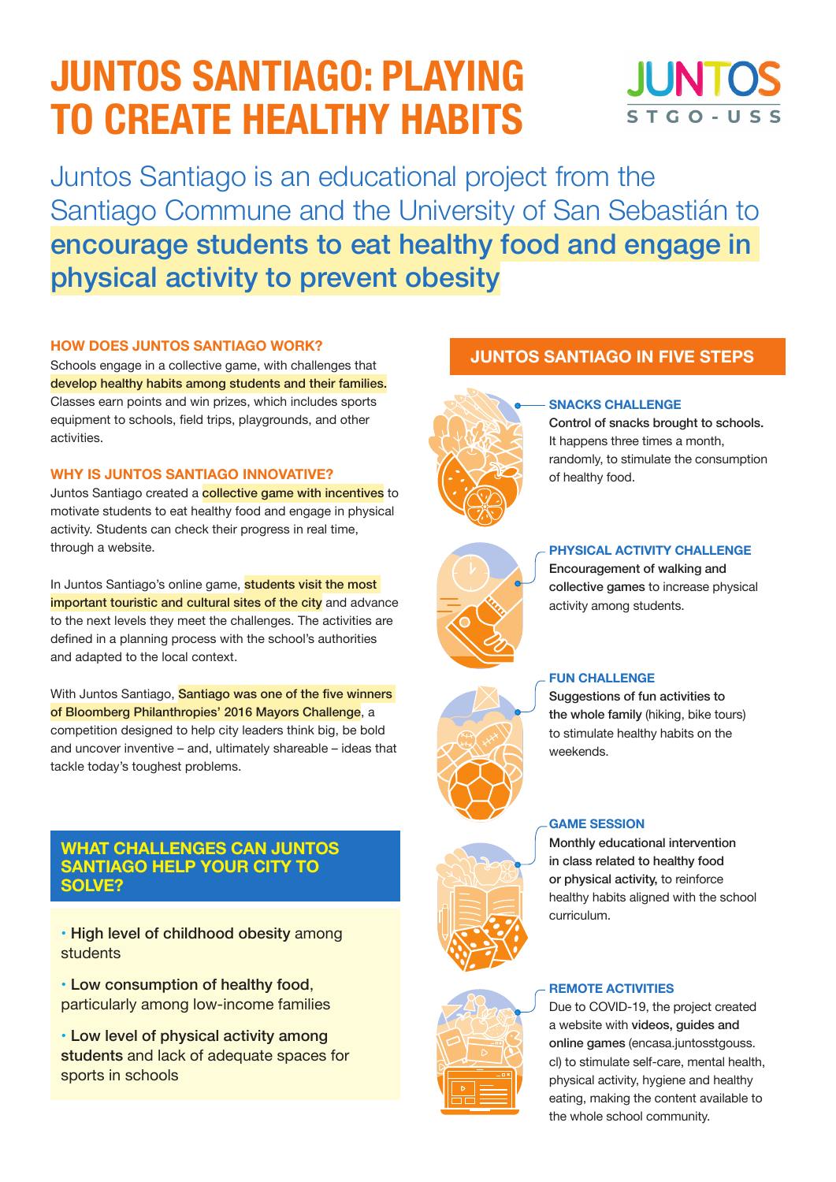# JUNTOS SANTIAGO: PLAYING TO CREATE HEALTHY HABITS

JUNTOS
STGO - USS

Juntos Santiago is an educational project from the Santiago Commune and the University of San Sebastián to **encourage students to eat healthy food and engage in physical activity to prevent obesity**

### HOW DOES JUNTOS SANTIAGO WORK?

Schools engage in a collective game, with challenges that **develop healthy habits among students and their families.** Classes earn points and win prizes, which includes sports equipment to schools, field trips, playgrounds, and other activities.

### WHY IS JUNTOS SANTIAGO INNOVATIVE?

Juntos Santiago created a **collective game with incentives** to motivate students to eat healthy food and engage in physical activity. Students can check their progress in real time, through a website.

In Juntos Santiago's online game, **students visit the most important touristic and cultural sites of the city** and advance to the next levels they meet the challenges. The activities are defined in a planning process with the school's authorities and adapted to the local context.

With Juntos Santiago, **Santiago was one of the five winners of Bloomberg Philanthropies' 2016 Mayors Challenge**, a competition designed to help city leaders think big, be bold and uncover inventive – and, ultimately shareable – ideas that tackle today's toughest problems.

### WHAT CHALLENGES CAN JUNTOS SANTIAGO HELP YOUR CITY TO SOLVE?

- **High level of childhood obesity** among students
- **Low consumption of healthy food,** particularly among low-income families
- **Low level of physical activity among students** and lack of adequate spaces for sports in schools

## JUNTOS SANTIAGO IN FIVE STEPS

### SNACKS CHALLENGE

**Control of snacks brought to schools.** It happens three times a month, randomly, to stimulate the consumption of healthy food.

### PHYSICAL ACTIVITY CHALLENGE

**Encouragement of walking and collective games** to increase physical activity among students.

### FUN CHALLENGE

**Suggestions of fun activities to the whole family** (hiking, bike tours) to stimulate healthy habits on the weekends.

### GAME SESSION

**Monthly educational intervention in class related to healthy food or physical activity,** to reinforce healthy habits aligned with the school curriculum.

### REMOTE ACTIVITIES

Due to COVID-19, the project created a website with **videos, guides and online games** (encasa.juntosstgouss.cl) to stimulate self-care, mental health, physical activity, hygiene and healthy eating, making the content available to the whole school community.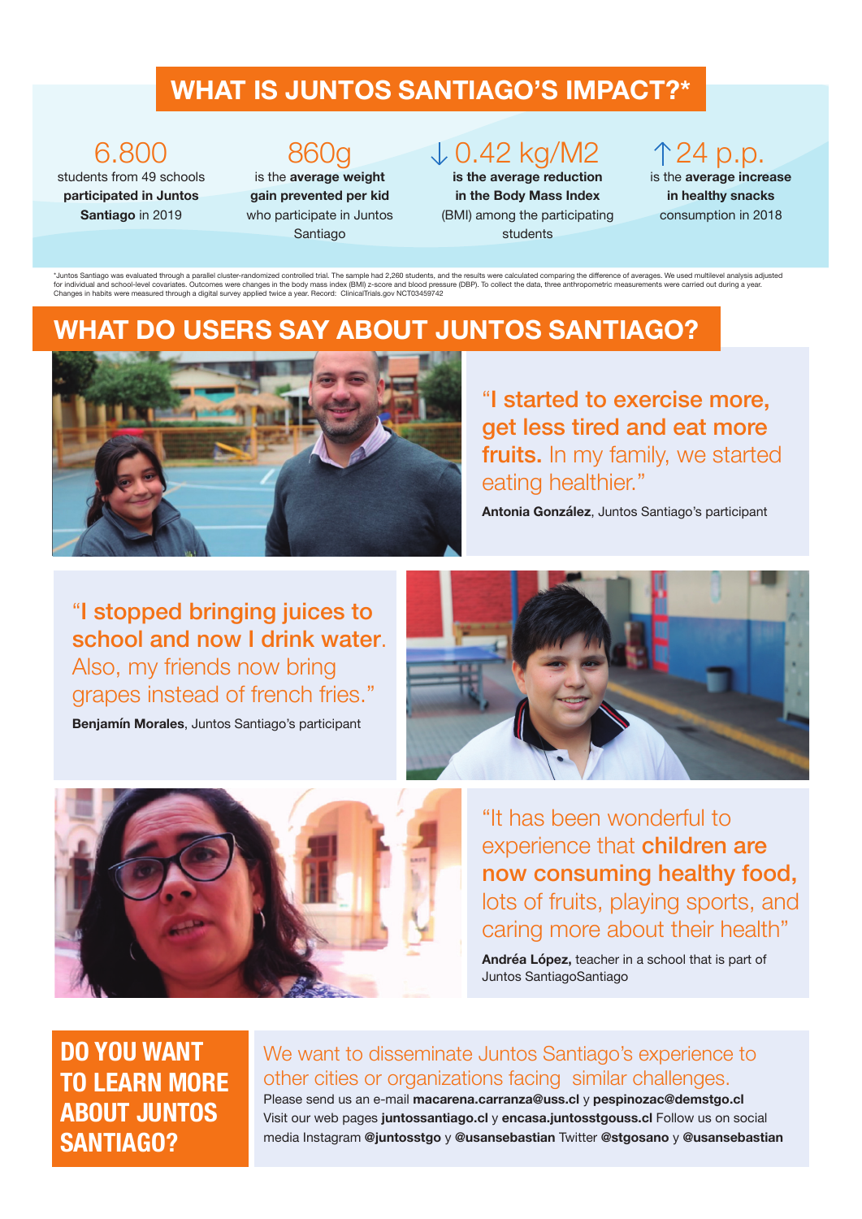## WHAT IS JUNTOS SANTIAGO'S IMPACT?*

**6.800**
students from 49 schools **participated in Juntos Santiago** in 2019

**860g**
is the **average weight gain prevented per kid** who participate in Juntos Santiago

**↓ 0.42 kg/M2**
**is the average reduction in the Body Mass Index** (BMI) among the participating students

**↑ 24 p.p.**
is the **average increase in healthy snacks** consumption in 2018

*Juntos Santiago was evaluated through a parallel cluster-randomized controlled trial. The sample had 2,260 students, and the results were calculated comparing the difference of averages. We used multilevel analysis adjusted for individual and school-level covariates. Outcomes were changes in the body mass index (BMI) z-score and blood pressure (DBP). To collect the data, three anthropometric measurements were carried out during a year. Changes in habits were measured through a digital survey applied twice a year. Record: ClinicalTrials.gov NCT03459742

## WHAT DO USERS SAY ABOUT JUNTOS SANTIAGO?

"**I started to exercise more, get less tired and eat more fruits.** In my family, we started eating healthier."

**Antonia González**, Juntos Santiago's participant

"**I stopped bringing juices to school and now I drink water**. Also, my friends now bring grapes instead of french fries."

**Benjamín Morales**, Juntos Santiago's participant

"It has been wonderful to experience that **children are now consuming healthy food,** lots of fruits, playing sports, and caring more about their health"

**Andréa López,** teacher in a school that is part of Juntos SantiagoSantiago

## DO YOU WANT TO LEARN MORE ABOUT JUNTOS SANTIAGO?

We want to disseminate Juntos Santiago's experience to other cities or organizations facing similar challenges.

Please send us an e-mail **macarena.carranza@uss.cl** y **pespinozac@demstgo.cl**
Visit our web pages **juntossantiago.cl** y **encasa.juntosstgouss.cl** Follow us on social media Instagram **@juntosstgo** y **@usansebastian** Twitter **@stgosano** y **@usansebastian**